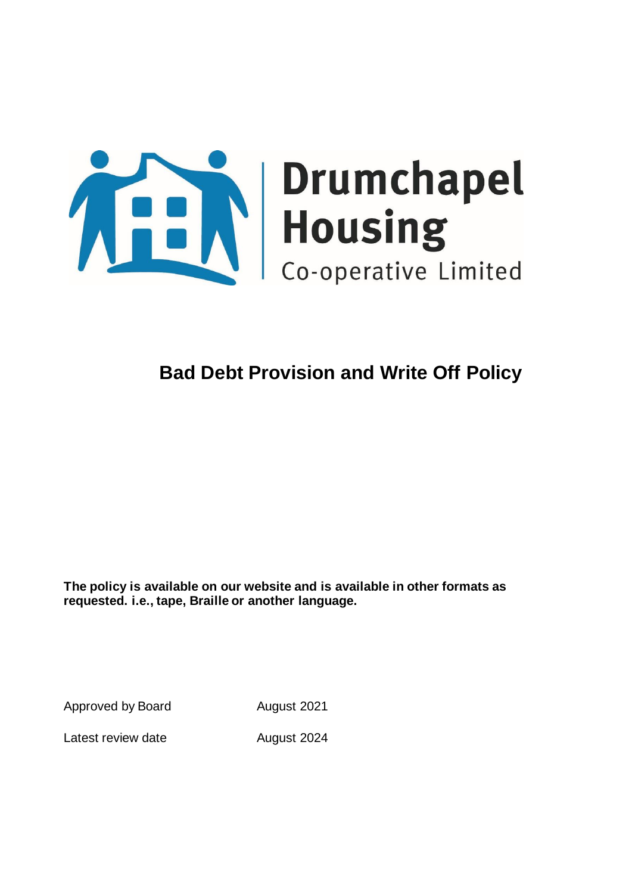Drumchapel Housing Co-operative Limited

# Bad Debt Provision and Write Off Policy

**The policy is available on our website and is available in other formats as requested. i.e., tape, Braille or another language.**

| | |
|---|---|
| Approved by Board | August 2021 |
| Latest review date | August 2024 |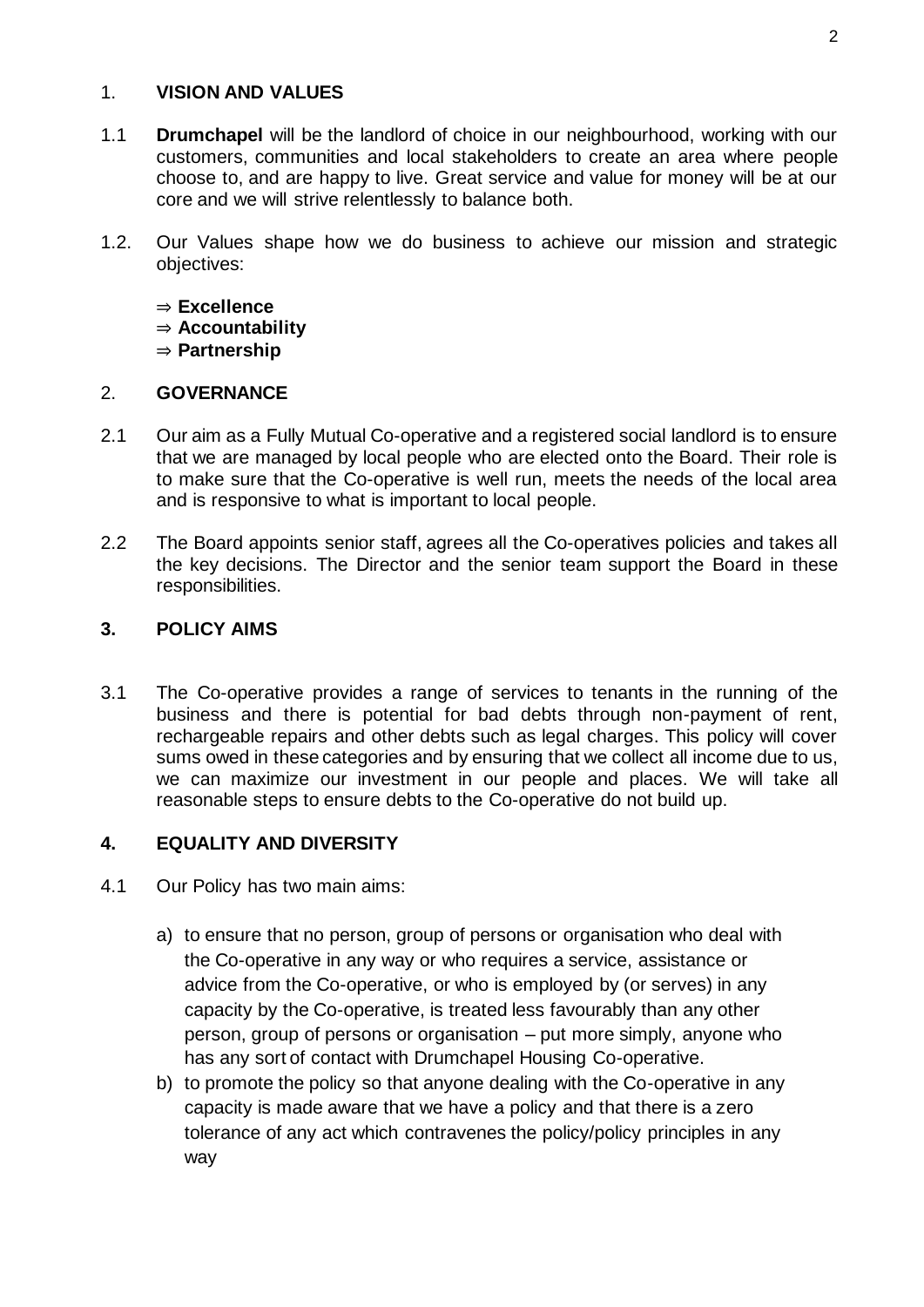## 1. **VISION AND VALUES**

1.1 **Drumchapel** will be the landlord of choice in our neighbourhood, working with our customers, communities and local stakeholders to create an area where people choose to, and are happy to live. Great service and value for money will be at our core and we will strive relentlessly to balance both.

1.2. Our Values shape how we do business to achieve our mission and strategic objectives:

⇒ **Excellence**
⇒ **Accountability**
⇒ **Partnership**

## 2. **GOVERNANCE**

2.1 Our aim as a Fully Mutual Co-operative and a registered social landlord is to ensure that we are managed by local people who are elected onto the Board. Their role is to make sure that the Co-operative is well run, meets the needs of the local area and is responsive to what is important to local people.

2.2 The Board appoints senior staff, agrees all the Co-operatives policies and takes all the key decisions. The Director and the senior team support the Board in these responsibilities.

## **3. POLICY AIMS**

3.1 The Co-operative provides a range of services to tenants in the running of the business and there is potential for bad debts through non-payment of rent, rechargeable repairs and other debts such as legal charges. This policy will cover sums owed in these categories and by ensuring that we collect all income due to us, we can maximize our investment in our people and places. We will take all reasonable steps to ensure debts to the Co-operative do not build up.

## **4. EQUALITY AND DIVERSITY**

4.1 Our Policy has two main aims:

a) to ensure that no person, group of persons or organisation who deal with the Co-operative in any way or who requires a service, assistance or advice from the Co-operative, or who is employed by (or serves) in any capacity by the Co-operative, is treated less favourably than any other person, group of persons or organisation – put more simply, anyone who has any sort of contact with Drumchapel Housing Co-operative.

b) to promote the policy so that anyone dealing with the Co-operative in any capacity is made aware that we have a policy and that there is a zero tolerance of any act which contravenes the policy/policy principles in any way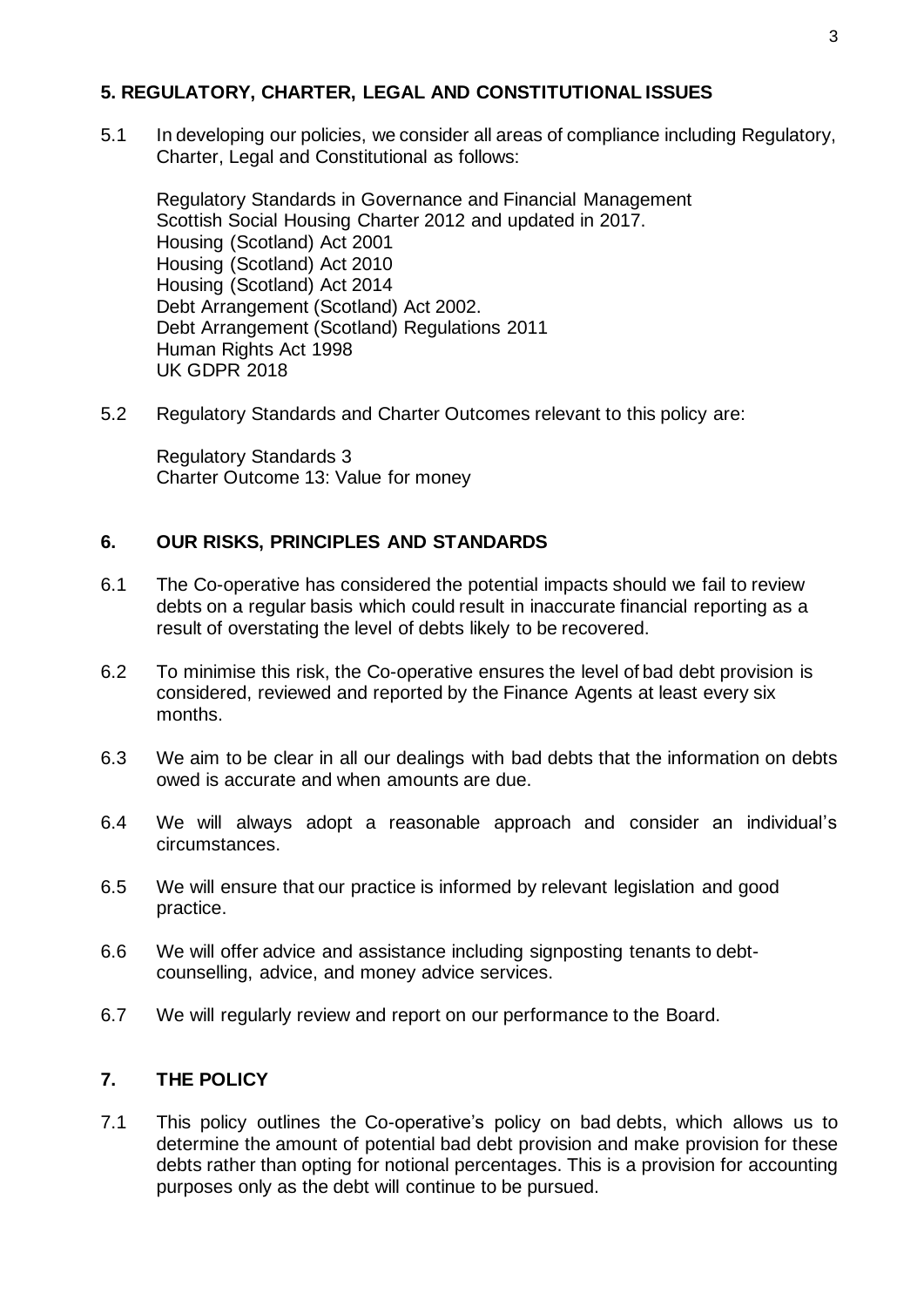## 5. REGULATORY, CHARTER, LEGAL AND CONSTITUTIONAL ISSUES

5.1 In developing our policies, we consider all areas of compliance including Regulatory, Charter, Legal and Constitutional as follows:

Regulatory Standards in Governance and Financial Management
Scottish Social Housing Charter 2012 and updated in 2017.
Housing (Scotland) Act 2001
Housing (Scotland) Act 2010
Housing (Scotland) Act 2014
Debt Arrangement (Scotland) Act 2002.
Debt Arrangement (Scotland) Regulations 2011
Human Rights Act 1998
UK GDPR 2018

5.2 Regulatory Standards and Charter Outcomes relevant to this policy are:

Regulatory Standards 3
Charter Outcome 13: Value for money

## 6. OUR RISKS, PRINCIPLES AND STANDARDS

6.1 The Co-operative has considered the potential impacts should we fail to review debts on a regular basis which could result in inaccurate financial reporting as a result of overstating the level of debts likely to be recovered.

6.2 To minimise this risk, the Co-operative ensures the level of bad debt provision is considered, reviewed and reported by the Finance Agents at least every six months.

6.3 We aim to be clear in all our dealings with bad debts that the information on debts owed is accurate and when amounts are due.

6.4 We will always adopt a reasonable approach and consider an individual's circumstances.

6.5 We will ensure that our practice is informed by relevant legislation and good practice.

6.6 We will offer advice and assistance including signposting tenants to debt-counselling, advice, and money advice services.

6.7 We will regularly review and report on our performance to the Board.

## 7. THE POLICY

7.1 This policy outlines the Co-operative's policy on bad debts, which allows us to determine the amount of potential bad debt provision and make provision for these debts rather than opting for notional percentages. This is a provision for accounting purposes only as the debt will continue to be pursued.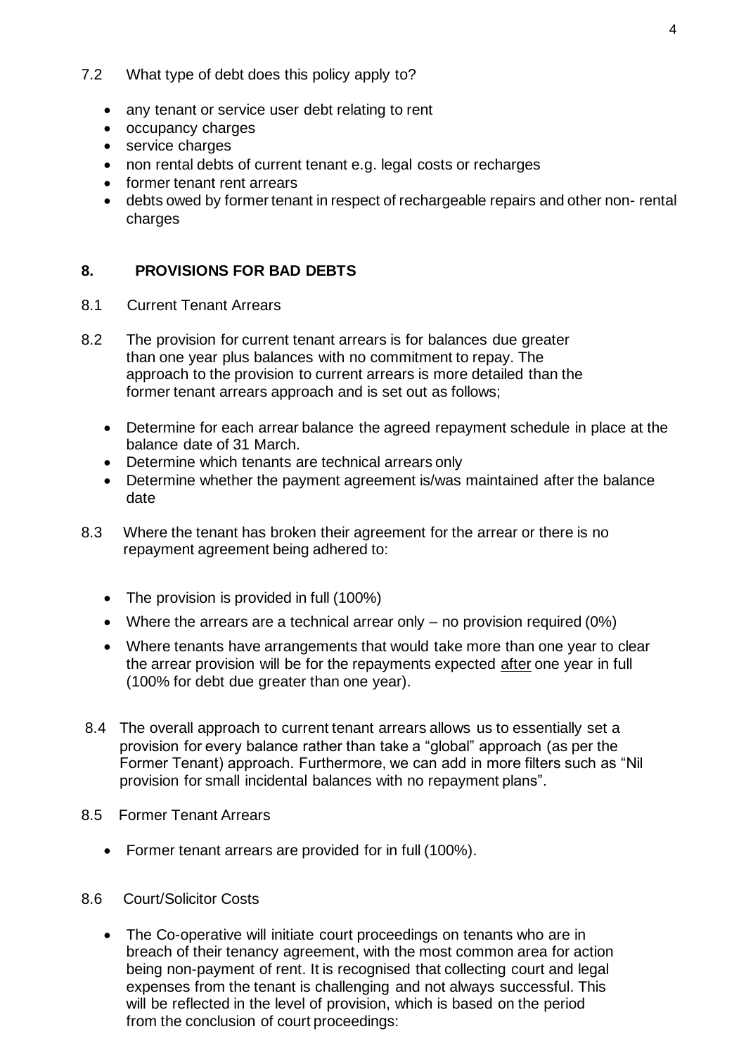7.2 What type of debt does this policy apply to?

- any tenant or service user debt relating to rent
- occupancy charges
- service charges
- non rental debts of current tenant e.g. legal costs or recharges
- former tenant rent arrears
- debts owed by former tenant in respect of rechargeable repairs and other non- rental charges

## 8. PROVISIONS FOR BAD DEBTS

8.1 Current Tenant Arrears

8.2 The provision for current tenant arrears is for balances due greater than one year plus balances with no commitment to repay. The approach to the provision to current arrears is more detailed than the former tenant arrears approach and is set out as follows;

- Determine for each arrear balance the agreed repayment schedule in place at the balance date of 31 March.
- Determine which tenants are technical arrears only
- Determine whether the payment agreement is/was maintained after the balance date

8.3 Where the tenant has broken their agreement for the arrear or there is no repayment agreement being adhered to:

- The provision is provided in full (100%)
- Where the arrears are a technical arrear only – no provision required (0%)
- Where tenants have arrangements that would take more than one year to clear the arrear provision will be for the repayments expected <u>after</u> one year in full (100% for debt due greater than one year).

8.4 The overall approach to current tenant arrears allows us to essentially set a provision for every balance rather than take a "global" approach (as per the Former Tenant) approach. Furthermore, we can add in more filters such as "Nil provision for small incidental balances with no repayment plans".

8.5 Former Tenant Arrears

- Former tenant arrears are provided for in full (100%).

8.6 Court/Solicitor Costs

- The Co-operative will initiate court proceedings on tenants who are in breach of their tenancy agreement, with the most common area for action being non-payment of rent. It is recognised that collecting court and legal expenses from the tenant is challenging and not always successful. This will be reflected in the level of provision, which is based on the period from the conclusion of court proceedings: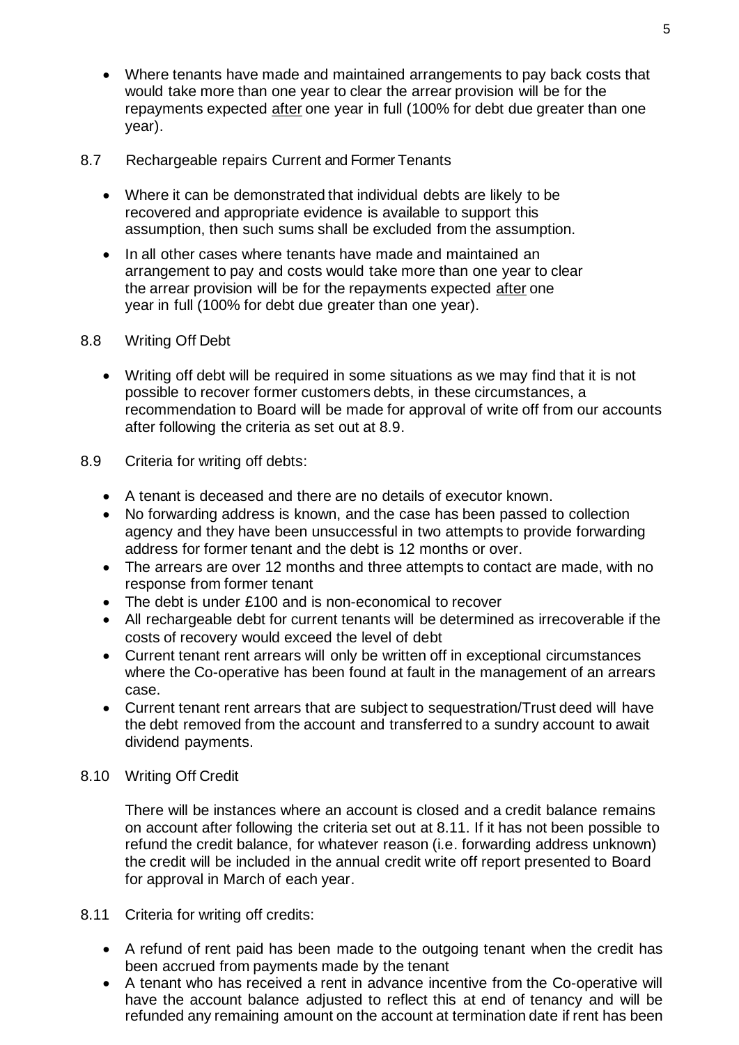- Where tenants have made and maintained arrangements to pay back costs that would take more than one year to clear the arrear provision will be for the repayments expected <u>after</u> one year in full (100% for debt due greater than one year).

8.7 Rechargeable repairs Current and Former Tenants

- Where it can be demonstrated that individual debts are likely to be recovered and appropriate evidence is available to support this assumption, then such sums shall be excluded from the assumption.
- In all other cases where tenants have made and maintained an arrangement to pay and costs would take more than one year to clear the arrear provision will be for the repayments expected <u>after</u> one year in full (100% for debt due greater than one year).

8.8 Writing Off Debt

- Writing off debt will be required in some situations as we may find that it is not possible to recover former customers debts, in these circumstances, a recommendation to Board will be made for approval of write off from our accounts after following the criteria as set out at 8.9.

8.9 Criteria for writing off debts:

- A tenant is deceased and there are no details of executor known.
- No forwarding address is known, and the case has been passed to collection agency and they have been unsuccessful in two attempts to provide forwarding address for former tenant and the debt is 12 months or over.
- The arrears are over 12 months and three attempts to contact are made, with no response from former tenant
- The debt is under £100 and is non-economical to recover
- All rechargeable debt for current tenants will be determined as irrecoverable if the costs of recovery would exceed the level of debt
- Current tenant rent arrears will only be written off in exceptional circumstances where the Co-operative has been found at fault in the management of an arrears case.
- Current tenant rent arrears that are subject to sequestration/Trust deed will have the debt removed from the account and transferred to a sundry account to await dividend payments.

8.10 Writing Off Credit

There will be instances where an account is closed and a credit balance remains on account after following the criteria set out at 8.11. If it has not been possible to refund the credit balance, for whatever reason (i.e. forwarding address unknown) the credit will be included in the annual credit write off report presented to Board for approval in March of each year.

8.11 Criteria for writing off credits:

- A refund of rent paid has been made to the outgoing tenant when the credit has been accrued from payments made by the tenant
- A tenant who has received a rent in advance incentive from the Co-operative will have the account balance adjusted to reflect this at end of tenancy and will be refunded any remaining amount on the account at termination date if rent has been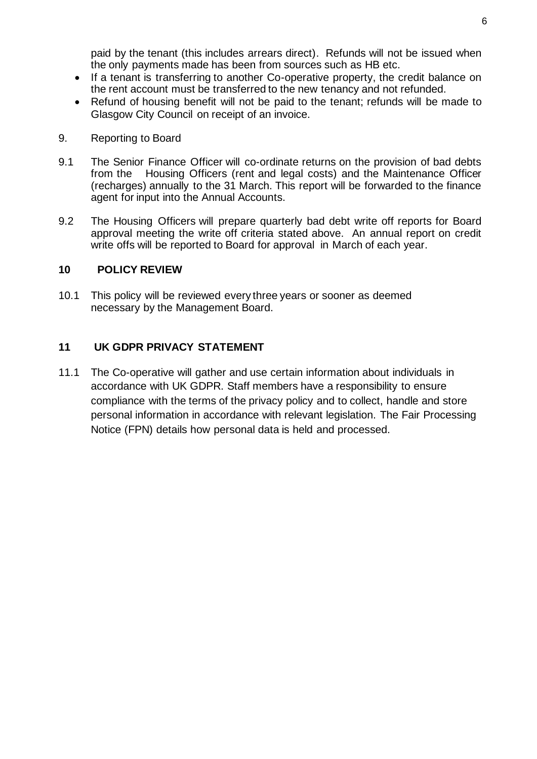paid by the tenant (this includes arrears direct). Refunds will not be issued when the only payments made has been from sources such as HB etc.

- If a tenant is transferring to another Co-operative property, the credit balance on the rent account must be transferred to the new tenancy and not refunded.
- Refund of housing benefit will not be paid to the tenant; refunds will be made to Glasgow City Council on receipt of an invoice.

9. Reporting to Board

9.1 The Senior Finance Officer will co-ordinate returns on the provision of bad debts from the Housing Officers (rent and legal costs) and the Maintenance Officer (recharges) annually to the 31 March. This report will be forwarded to the finance agent for input into the Annual Accounts.

9.2 The Housing Officers will prepare quarterly bad debt write off reports for Board approval meeting the write off criteria stated above. An annual report on credit write offs will be reported to Board for approval in March of each year.

## 10 POLICY REVIEW

10.1 This policy will be reviewed every three years or sooner as deemed necessary by the Management Board.

## 11 UK GDPR PRIVACY STATEMENT

11.1 The Co-operative will gather and use certain information about individuals in accordance with UK GDPR. Staff members have a responsibility to ensure compliance with the terms of the privacy policy and to collect, handle and store personal information in accordance with relevant legislation. The Fair Processing Notice (FPN) details how personal data is held and processed.